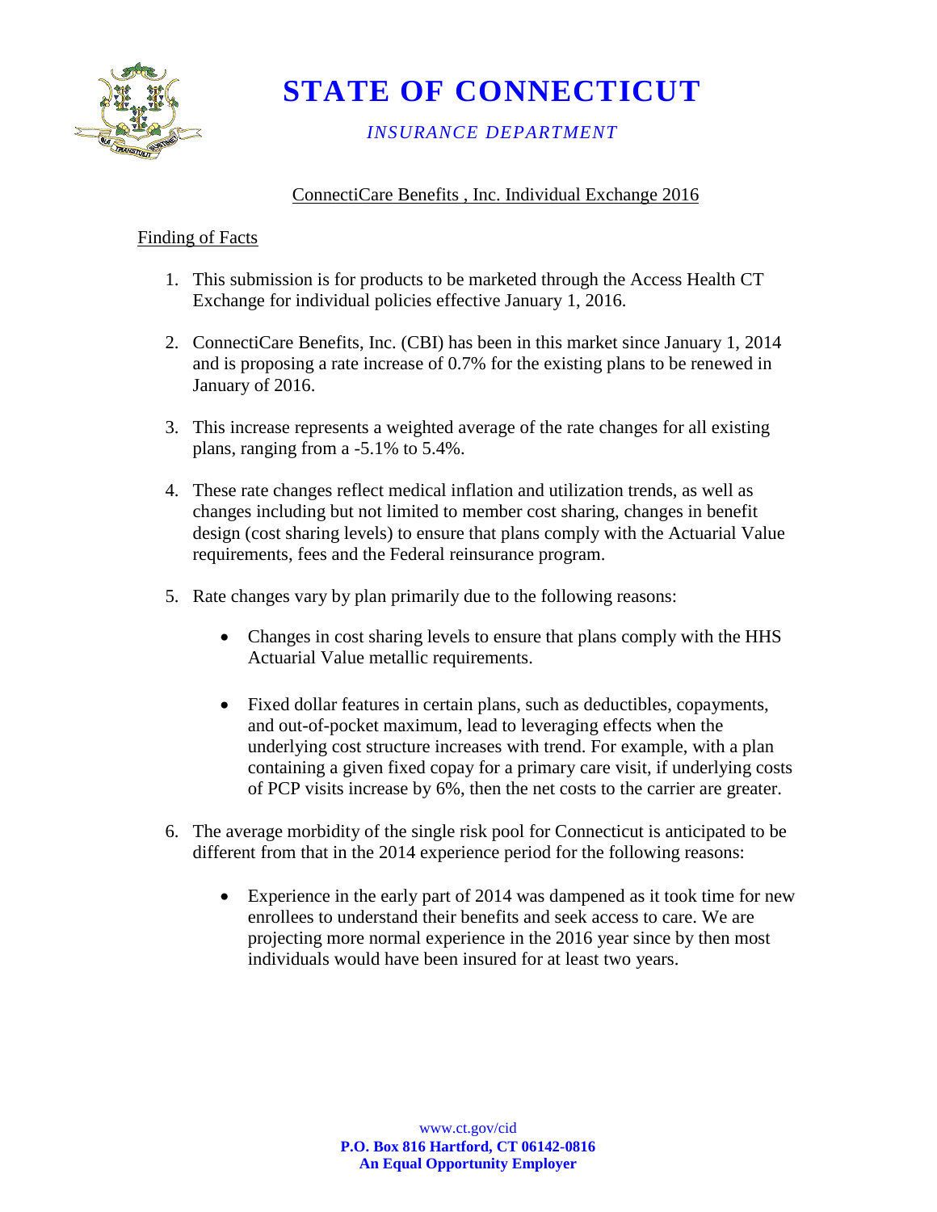# STATE OF CONNECTICUT

*INSURANCE DEPARTMENT*

ConnectiCare Benefits , Inc. Individual Exchange 2016

Finding of Facts

1. This submission is for products to be marketed through the Access Health CT Exchange for individual policies effective January 1, 2016.

2. ConnectiCare Benefits, Inc. (CBI) has been in this market since January 1, 2014 and is proposing a rate increase of 0.7% for the existing plans to be renewed in January of 2016.

3. This increase represents a weighted average of the rate changes for all existing plans, ranging from a -5.1% to 5.4%.

4. These rate changes reflect medical inflation and utilization trends, as well as changes including but not limited to member cost sharing, changes in benefit design (cost sharing levels) to ensure that plans comply with the Actuarial Value requirements, fees and the Federal reinsurance program.

5. Rate changes vary by plan primarily due to the following reasons:

    - Changes in cost sharing levels to ensure that plans comply with the HHS Actuarial Value metallic requirements.

    - Fixed dollar features in certain plans, such as deductibles, copayments, and out-of-pocket maximum, lead to leveraging effects when the underlying cost structure increases with trend. For example, with a plan containing a given fixed copay for a primary care visit, if underlying costs of PCP visits increase by 6%, then the net costs to the carrier are greater.

6. The average morbidity of the single risk pool for Connecticut is anticipated to be different from that in the 2014 experience period for the following reasons:

    - Experience in the early part of 2014 was dampened as it took time for new enrollees to understand their benefits and seek access to care. We are projecting more normal experience in the 2016 year since by then most individuals would have been insured for at least two years.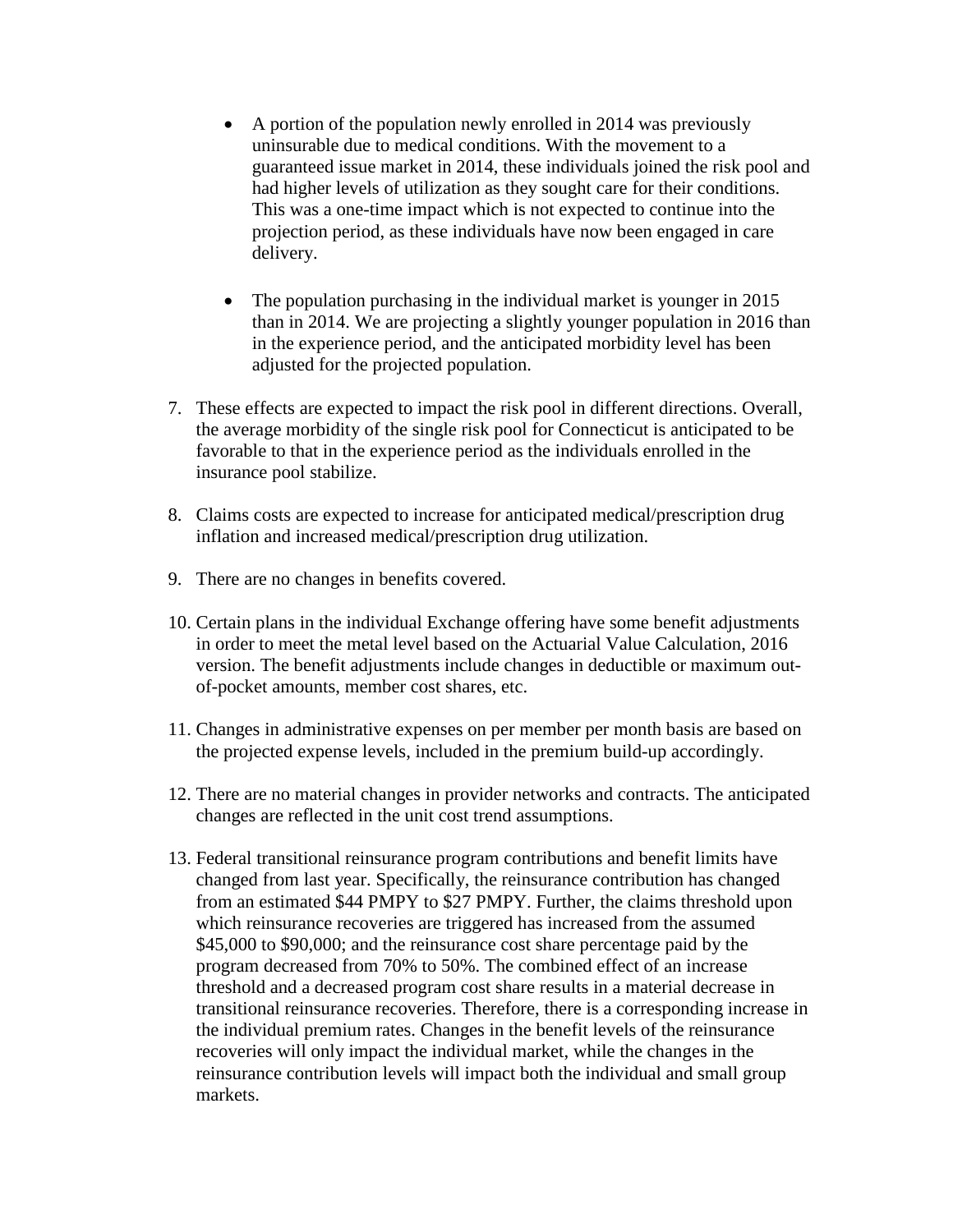- A portion of the population newly enrolled in 2014 was previously uninsurable due to medical conditions. With the movement to a guaranteed issue market in 2014, these individuals joined the risk pool and had higher levels of utilization as they sought care for their conditions. This was a one-time impact which is not expected to continue into the projection period, as these individuals have now been engaged in care delivery.

- The population purchasing in the individual market is younger in 2015 than in 2014. We are projecting a slightly younger population in 2016 than in the experience period, and the anticipated morbidity level has been adjusted for the projected population.

7. These effects are expected to impact the risk pool in different directions. Overall, the average morbidity of the single risk pool for Connecticut is anticipated to be favorable to that in the experience period as the individuals enrolled in the insurance pool stabilize.

8. Claims costs are expected to increase for anticipated medical/prescription drug inflation and increased medical/prescription drug utilization.

9. There are no changes in benefits covered.

10. Certain plans in the individual Exchange offering have some benefit adjustments in order to meet the metal level based on the Actuarial Value Calculation, 2016 version. The benefit adjustments include changes in deductible or maximum out-of-pocket amounts, member cost shares, etc.

11. Changes in administrative expenses on per member per month basis are based on the projected expense levels, included in the premium build-up accordingly.

12. There are no material changes in provider networks and contracts. The anticipated changes are reflected in the unit cost trend assumptions.

13. Federal transitional reinsurance program contributions and benefit limits have changed from last year. Specifically, the reinsurance contribution has changed from an estimated $44 PMPY to $27 PMPY. Further, the claims threshold upon which reinsurance recoveries are triggered has increased from the assumed $45,000 to $90,000; and the reinsurance cost share percentage paid by the program decreased from 70% to 50%. The combined effect of an increase threshold and a decreased program cost share results in a material decrease in transitional reinsurance recoveries. Therefore, there is a corresponding increase in the individual premium rates. Changes in the benefit levels of the reinsurance recoveries will only impact the individual market, while the changes in the reinsurance contribution levels will impact both the individual and small group markets.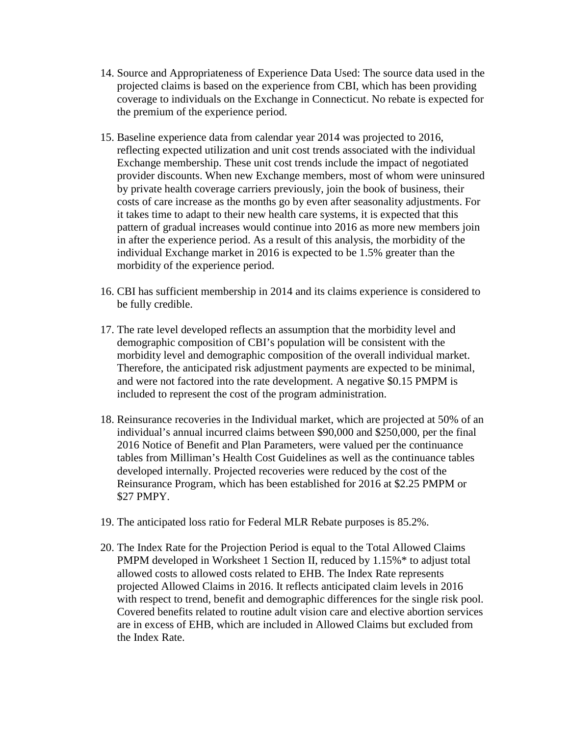14. Source and Appropriateness of Experience Data Used: The source data used in the projected claims is based on the experience from CBI, which has been providing coverage to individuals on the Exchange in Connecticut. No rebate is expected for the premium of the experience period.

15. Baseline experience data from calendar year 2014 was projected to 2016, reflecting expected utilization and unit cost trends associated with the individual Exchange membership. These unit cost trends include the impact of negotiated provider discounts. When new Exchange members, most of whom were uninsured by private health coverage carriers previously, join the book of business, their costs of care increase as the months go by even after seasonality adjustments. For it takes time to adapt to their new health care systems, it is expected that this pattern of gradual increases would continue into 2016 as more new members join in after the experience period. As a result of this analysis, the morbidity of the individual Exchange market in 2016 is expected to be 1.5% greater than the morbidity of the experience period.

16. CBI has sufficient membership in 2014 and its claims experience is considered to be fully credible.

17. The rate level developed reflects an assumption that the morbidity level and demographic composition of CBI's population will be consistent with the morbidity level and demographic composition of the overall individual market. Therefore, the anticipated risk adjustment payments are expected to be minimal, and were not factored into the rate development. A negative $0.15 PMPM is included to represent the cost of the program administration.

18. Reinsurance recoveries in the Individual market, which are projected at 50% of an individual's annual incurred claims between $90,000 and $250,000, per the final 2016 Notice of Benefit and Plan Parameters, were valued per the continuance tables from Milliman's Health Cost Guidelines as well as the continuance tables developed internally. Projected recoveries were reduced by the cost of the Reinsurance Program, which has been established for 2016 at $2.25 PMPM or $27 PMPY.

19. The anticipated loss ratio for Federal MLR Rebate purposes is 85.2%.

20. The Index Rate for the Projection Period is equal to the Total Allowed Claims PMPM developed in Worksheet 1 Section II, reduced by 1.15%* to adjust total allowed costs to allowed costs related to EHB. The Index Rate represents projected Allowed Claims in 2016. It reflects anticipated claim levels in 2016 with respect to trend, benefit and demographic differences for the single risk pool. Covered benefits related to routine adult vision care and elective abortion services are in excess of EHB, which are included in Allowed Claims but excluded from the Index Rate.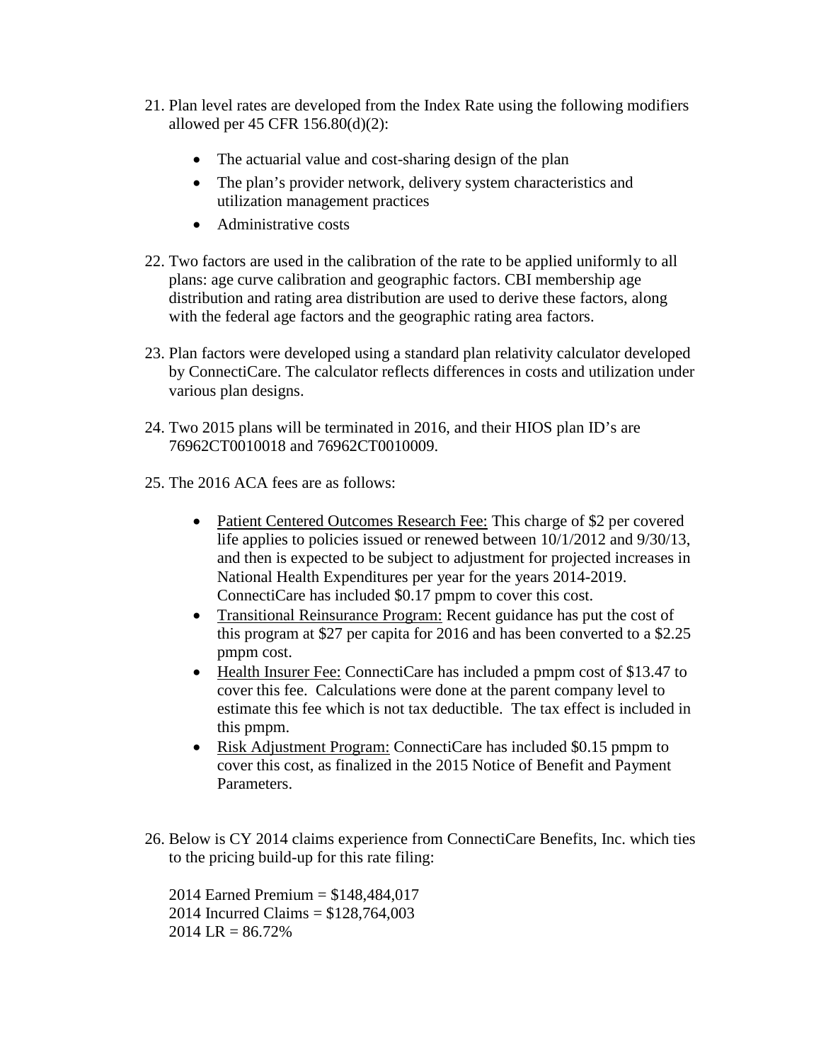21. Plan level rates are developed from the Index Rate using the following modifiers allowed per 45 CFR 156.80(d)(2):

    - The actuarial value and cost-sharing design of the plan
    - The plan's provider network, delivery system characteristics and utilization management practices
    - Administrative costs

22. Two factors are used in the calibration of the rate to be applied uniformly to all plans: age curve calibration and geographic factors. CBI membership age distribution and rating area distribution are used to derive these factors, along with the federal age factors and the geographic rating area factors.

23. Plan factors were developed using a standard plan relativity calculator developed by ConnectiCare. The calculator reflects differences in costs and utilization under various plan designs.

24. Two 2015 plans will be terminated in 2016, and their HIOS plan ID's are 76962CT0010018 and 76962CT0010009.

25. The 2016 ACA fees are as follows:

    - Patient Centered Outcomes Research Fee: This charge of $2 per covered life applies to policies issued or renewed between 10/1/2012 and 9/30/13, and then is expected to be subject to adjustment for projected increases in National Health Expenditures per year for the years 2014-2019. ConnectiCare has included $0.17 pmpm to cover this cost.
    - Transitional Reinsurance Program: Recent guidance has put the cost of this program at $27 per capita for 2016 and has been converted to a $2.25 pmpm cost.
    - Health Insurer Fee: ConnectiCare has included a pmpm cost of $13.47 to cover this fee. Calculations were done at the parent company level to estimate this fee which is not tax deductible. The tax effect is included in this pmpm.
    - Risk Adjustment Program: ConnectiCare has included $0.15 pmpm to cover this cost, as finalized in the 2015 Notice of Benefit and Payment Parameters.

26. Below is CY 2014 claims experience from ConnectiCare Benefits, Inc. which ties to the pricing build-up for this rate filing:

    2014 Earned Premium = $148,484,017
    2014 Incurred Claims = $128,764,003
    2014 LR = 86.72%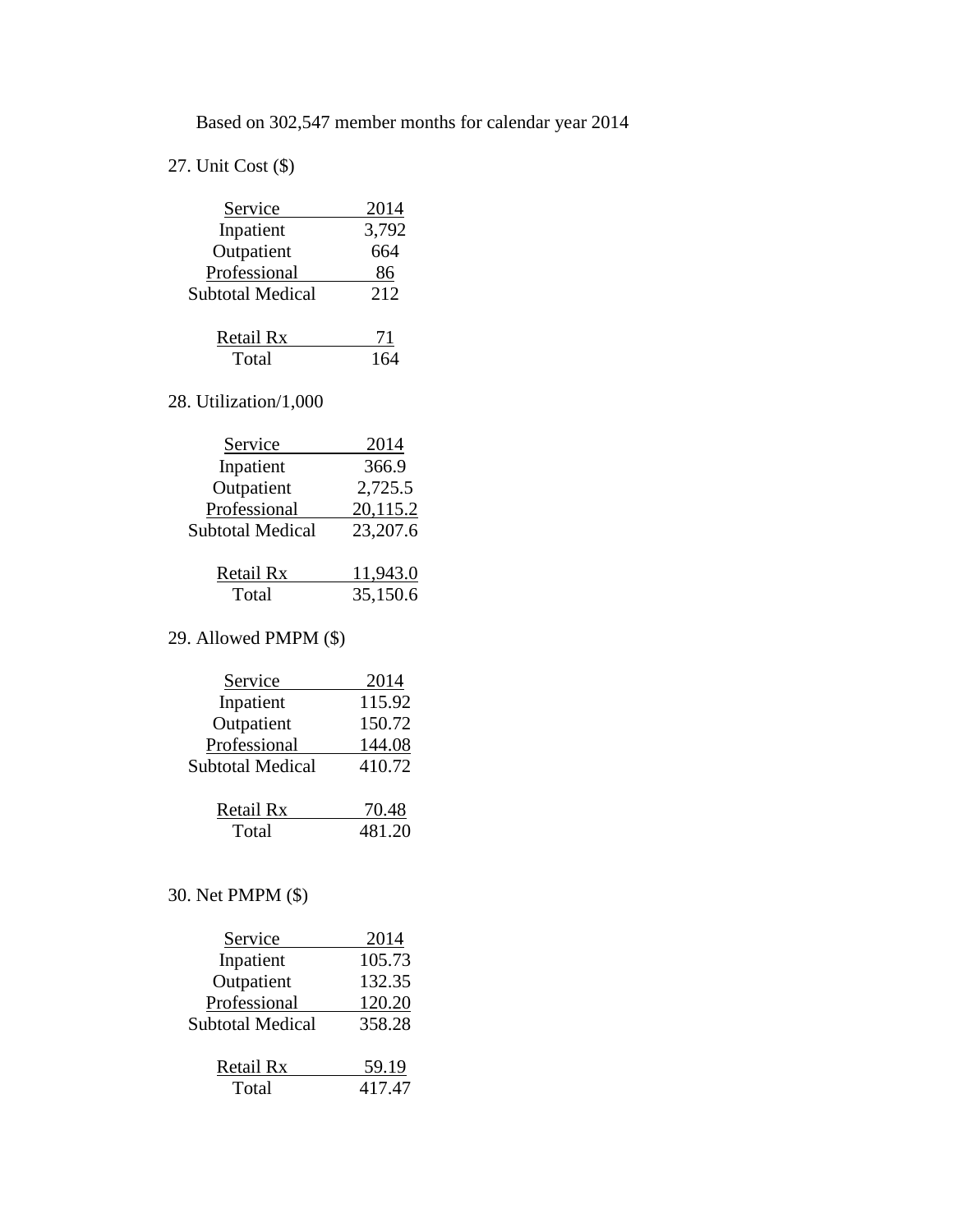Based on 302,547 member months for calendar year 2014

27. Unit Cost ($)

| Service | 2014 |
|---|---|
| Inpatient | 3,792 |
| Outpatient | 664 |
| Professional | 86 |
| Subtotal Medical | 212 |
| | |
| Retail Rx | 71 |
| Total | 164 |

28. Utilization/1,000

| Service | 2014 |
|---|---|
| Inpatient | 366.9 |
| Outpatient | 2,725.5 |
| Professional | 20,115.2 |
| Subtotal Medical | 23,207.6 |
| | |
| Retail Rx | 11,943.0 |
| Total | 35,150.6 |

29. Allowed PMPM ($)

| Service | 2014 |
|---|---|
| Inpatient | 115.92 |
| Outpatient | 150.72 |
| Professional | 144.08 |
| Subtotal Medical | 410.72 |
| | |
| Retail Rx | 70.48 |
| Total | 481.20 |

30. Net PMPM ($)

| Service | 2014 |
|---|---|
| Inpatient | 105.73 |
| Outpatient | 132.35 |
| Professional | 120.20 |
| Subtotal Medical | 358.28 |
| | |
| Retail Rx | 59.19 |
| Total | 417.47 |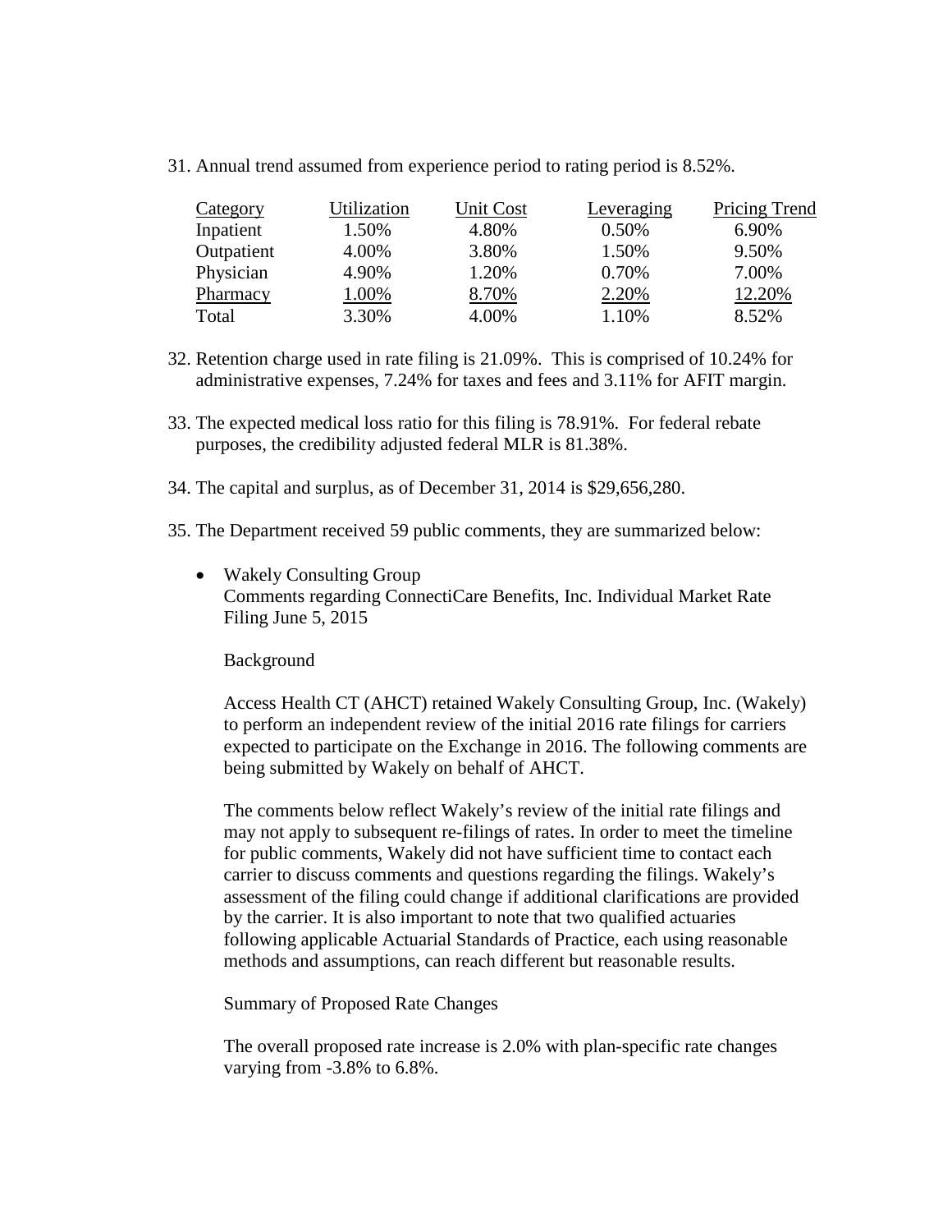31. Annual trend assumed from experience period to rating period is 8.52%.

| Category | Utilization | Unit Cost | Leveraging | Pricing Trend |
|---|---|---|---|---|
| Inpatient | 1.50% | 4.80% | 0.50% | 6.90% |
| Outpatient | 4.00% | 3.80% | 1.50% | 9.50% |
| Physician | 4.90% | 1.20% | 0.70% | 7.00% |
| Pharmacy | 1.00% | 8.70% | 2.20% | 12.20% |
| Total | 3.30% | 4.00% | 1.10% | 8.52% |

32. Retention charge used in rate filing is 21.09%. This is comprised of 10.24% for administrative expenses, 7.24% for taxes and fees and 3.11% for AFIT margin.

33. The expected medical loss ratio for this filing is 78.91%. For federal rebate purposes, the credibility adjusted federal MLR is 81.38%.

34. The capital and surplus, as of December 31, 2014 is $29,656,280.

35. The Department received 59 public comments, they are summarized below:

- Wakely Consulting Group
  Comments regarding ConnectiCare Benefits, Inc. Individual Market Rate Filing June 5, 2015

  Background

  Access Health CT (AHCT) retained Wakely Consulting Group, Inc. (Wakely) to perform an independent review of the initial 2016 rate filings for carriers expected to participate on the Exchange in 2016. The following comments are being submitted by Wakely on behalf of AHCT.

  The comments below reflect Wakely's review of the initial rate filings and may not apply to subsequent re-filings of rates. In order to meet the timeline for public comments, Wakely did not have sufficient time to contact each carrier to discuss comments and questions regarding the filings. Wakely's assessment of the filing could change if additional clarifications are provided by the carrier. It is also important to note that two qualified actuaries following applicable Actuarial Standards of Practice, each using reasonable methods and assumptions, can reach different but reasonable results.

  Summary of Proposed Rate Changes

  The overall proposed rate increase is 2.0% with plan-specific rate changes varying from -3.8% to 6.8%.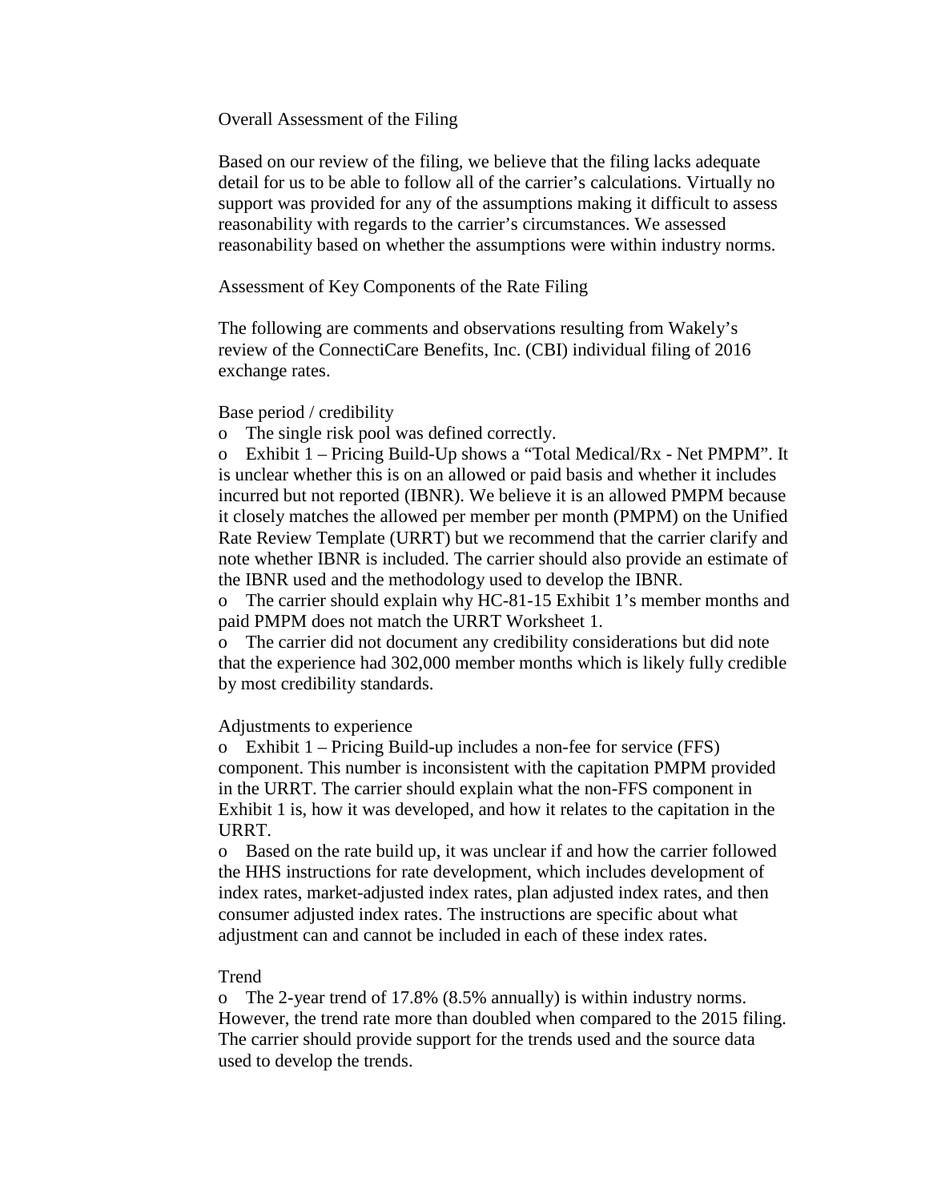## Overall Assessment of the Filing

Based on our review of the filing, we believe that the filing lacks adequate detail for us to be able to follow all of the carrier's calculations. Virtually no support was provided for any of the assumptions making it difficult to assess reasonability with regards to the carrier's circumstances. We assessed reasonability based on whether the assumptions were within industry norms.

## Assessment of Key Components of the Rate Filing

The following are comments and observations resulting from Wakely's review of the ConnectiCare Benefits, Inc. (CBI) individual filing of 2016 exchange rates.

### Base period / credibility

- The single risk pool was defined correctly.
- Exhibit 1 – Pricing Build-Up shows a "Total Medical/Rx - Net PMPM". It is unclear whether this is on an allowed or paid basis and whether it includes incurred but not reported (IBNR). We believe it is an allowed PMPM because it closely matches the allowed per member per month (PMPM) on the Unified Rate Review Template (URRT) but we recommend that the carrier clarify and note whether IBNR is included. The carrier should also provide an estimate of the IBNR used and the methodology used to develop the IBNR.
- The carrier should explain why HC-81-15 Exhibit 1's member months and paid PMPM does not match the URRT Worksheet 1.
- The carrier did not document any credibility considerations but did note that the experience had 302,000 member months which is likely fully credible by most credibility standards.

### Adjustments to experience

- Exhibit 1 – Pricing Build-up includes a non-fee for service (FFS) component. This number is inconsistent with the capitation PMPM provided in the URRT. The carrier should explain what the non-FFS component in Exhibit 1 is, how it was developed, and how it relates to the capitation in the URRT.
- Based on the rate build up, it was unclear if and how the carrier followed the HHS instructions for rate development, which includes development of index rates, market-adjusted index rates, plan adjusted index rates, and then consumer adjusted index rates. The instructions are specific about what adjustment can and cannot be included in each of these index rates.

### Trend

- The 2-year trend of 17.8% (8.5% annually) is within industry norms. However, the trend rate more than doubled when compared to the 2015 filing. The carrier should provide support for the trends used and the source data used to develop the trends.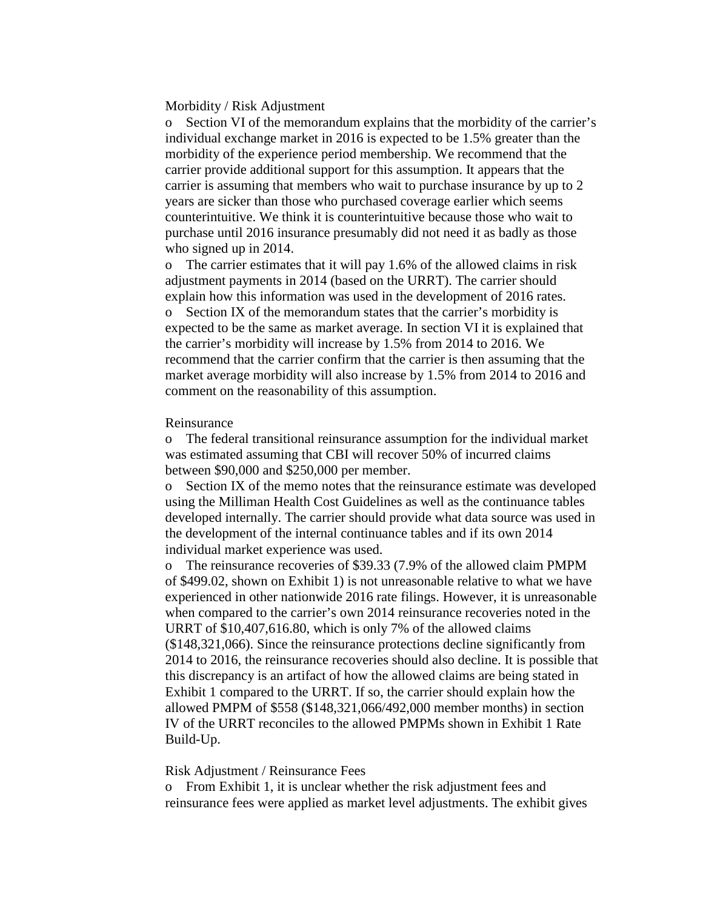Morbidity / Risk Adjustment

- Section VI of the memorandum explains that the morbidity of the carrier's individual exchange market in 2016 is expected to be 1.5% greater than the morbidity of the experience period membership. We recommend that the carrier provide additional support for this assumption. It appears that the carrier is assuming that members who wait to purchase insurance by up to 2 years are sicker than those who purchased coverage earlier which seems counterintuitive. We think it is counterintuitive because those who wait to purchase until 2016 insurance presumably did not need it as badly as those who signed up in 2014.
- The carrier estimates that it will pay 1.6% of the allowed claims in risk adjustment payments in 2014 (based on the URRT). The carrier should explain how this information was used in the development of 2016 rates.
- Section IX of the memorandum states that the carrier's morbidity is expected to be the same as market average. In section VI it is explained that the carrier's morbidity will increase by 1.5% from 2014 to 2016. We recommend that the carrier confirm that the carrier is then assuming that the market average morbidity will also increase by 1.5% from 2014 to 2016 and comment on the reasonability of this assumption.

Reinsurance

- The federal transitional reinsurance assumption for the individual market was estimated assuming that CBI will recover 50% of incurred claims between $90,000 and $250,000 per member.
- Section IX of the memo notes that the reinsurance estimate was developed using the Milliman Health Cost Guidelines as well as the continuance tables developed internally. The carrier should provide what data source was used in the development of the internal continuance tables and if its own 2014 individual market experience was used.
- The reinsurance recoveries of $39.33 (7.9% of the allowed claim PMPM of $499.02, shown on Exhibit 1) is not unreasonable relative to what we have experienced in other nationwide 2016 rate filings. However, it is unreasonable when compared to the carrier's own 2014 reinsurance recoveries noted in the URRT of $10,407,616.80, which is only 7% of the allowed claims ($148,321,066). Since the reinsurance protections decline significantly from 2014 to 2016, the reinsurance recoveries should also decline. It is possible that this discrepancy is an artifact of how the allowed claims are being stated in Exhibit 1 compared to the URRT. If so, the carrier should explain how the allowed PMPM of $558 ($148,321,066/492,000 member months) in section IV of the URRT reconciles to the allowed PMPMs shown in Exhibit 1 Rate Build-Up.

Risk Adjustment / Reinsurance Fees

- From Exhibit 1, it is unclear whether the risk adjustment fees and reinsurance fees were applied as market level adjustments. The exhibit gives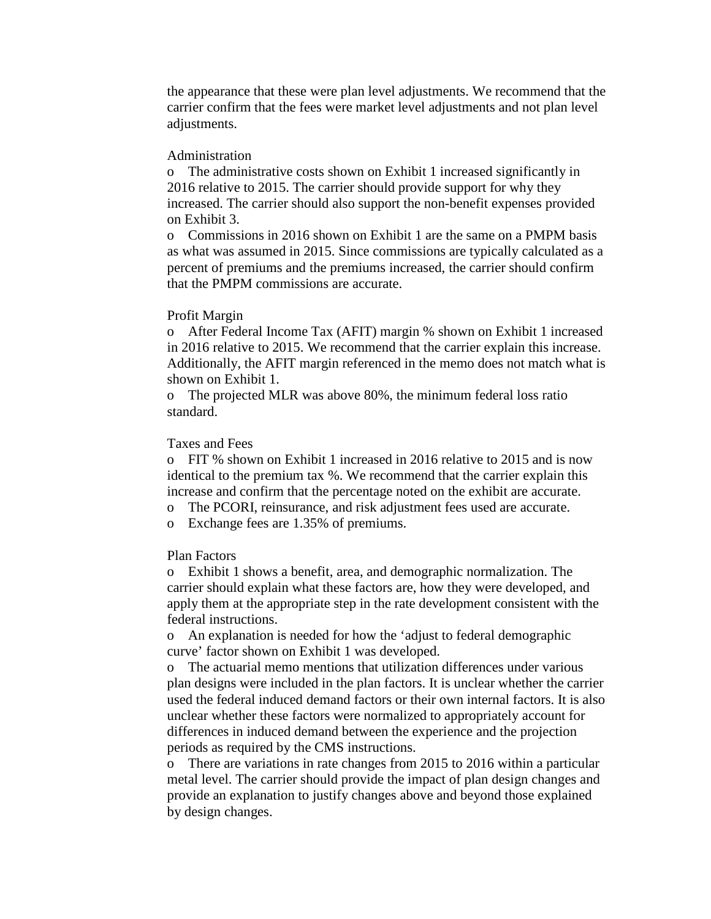the appearance that these were plan level adjustments. We recommend that the carrier confirm that the fees were market level adjustments and not plan level adjustments.

Administration

- The administrative costs shown on Exhibit 1 increased significantly in 2016 relative to 2015. The carrier should provide support for why they increased. The carrier should also support the non-benefit expenses provided on Exhibit 3.
- Commissions in 2016 shown on Exhibit 1 are the same on a PMPM basis as what was assumed in 2015. Since commissions are typically calculated as a percent of premiums and the premiums increased, the carrier should confirm that the PMPM commissions are accurate.

Profit Margin

- After Federal Income Tax (AFIT) margin % shown on Exhibit 1 increased in 2016 relative to 2015. We recommend that the carrier explain this increase. Additionally, the AFIT margin referenced in the memo does not match what is shown on Exhibit 1.
- The projected MLR was above 80%, the minimum federal loss ratio standard.

Taxes and Fees

- FIT % shown on Exhibit 1 increased in 2016 relative to 2015 and is now identical to the premium tax %. We recommend that the carrier explain this increase and confirm that the percentage noted on the exhibit are accurate.
- The PCORI, reinsurance, and risk adjustment fees used are accurate.
- Exchange fees are 1.35% of premiums.

Plan Factors

- Exhibit 1 shows a benefit, area, and demographic normalization. The carrier should explain what these factors are, how they were developed, and apply them at the appropriate step in the rate development consistent with the federal instructions.
- An explanation is needed for how the 'adjust to federal demographic curve' factor shown on Exhibit 1 was developed.
- The actuarial memo mentions that utilization differences under various plan designs were included in the plan factors. It is unclear whether the carrier used the federal induced demand factors or their own internal factors. It is also unclear whether these factors were normalized to appropriately account for differences in induced demand between the experience and the projection periods as required by the CMS instructions.
- There are variations in rate changes from 2015 to 2016 within a particular metal level. The carrier should provide the impact of plan design changes and provide an explanation to justify changes above and beyond those explained by design changes.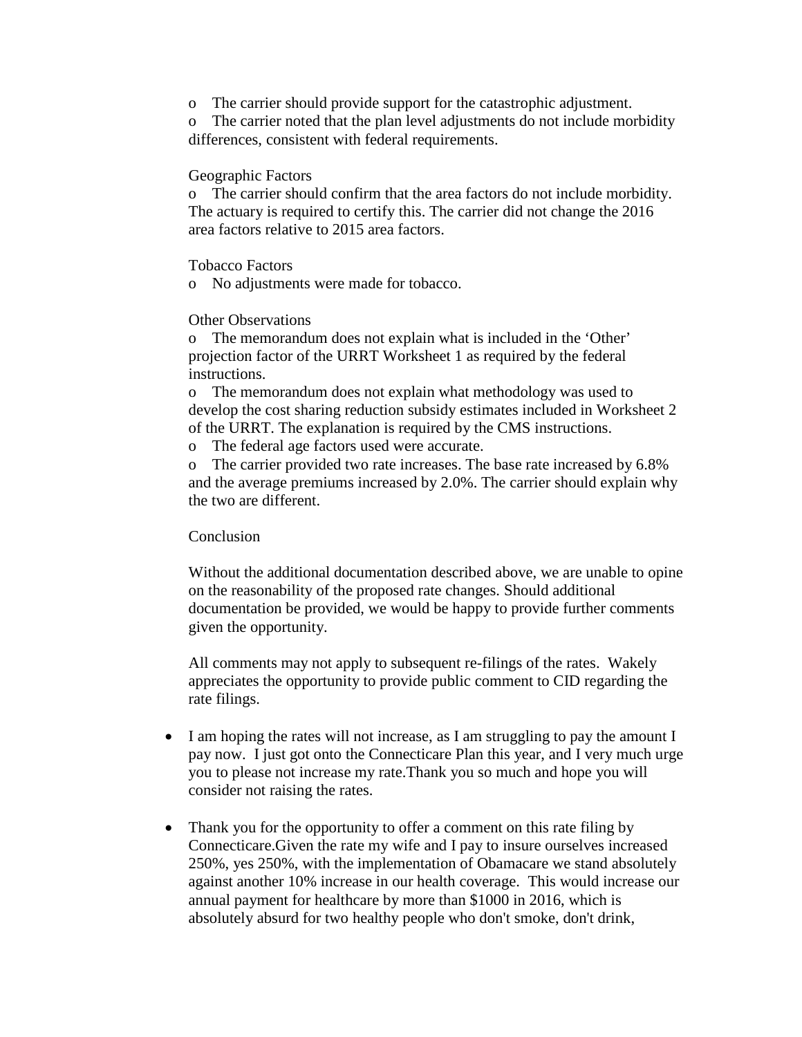- The carrier should provide support for the catastrophic adjustment.
- The carrier noted that the plan level adjustments do not include morbidity differences, consistent with federal requirements.

Geographic Factors

- The carrier should confirm that the area factors do not include morbidity. The actuary is required to certify this. The carrier did not change the 2016 area factors relative to 2015 area factors.

Tobacco Factors

- No adjustments were made for tobacco.

Other Observations

- The memorandum does not explain what is included in the 'Other' projection factor of the URRT Worksheet 1 as required by the federal instructions.
- The memorandum does not explain what methodology was used to develop the cost sharing reduction subsidy estimates included in Worksheet 2 of the URRT. The explanation is required by the CMS instructions.
- The federal age factors used were accurate.
- The carrier provided two rate increases. The base rate increased by 6.8% and the average premiums increased by 2.0%. The carrier should explain why the two are different.

Conclusion

Without the additional documentation described above, we are unable to opine on the reasonability of the proposed rate changes. Should additional documentation be provided, we would be happy to provide further comments given the opportunity.

All comments may not apply to subsequent re-filings of the rates. Wakely appreciates the opportunity to provide public comment to CID regarding the rate filings.

- I am hoping the rates will not increase, as I am struggling to pay the amount I pay now. I just got onto the Connecticare Plan this year, and I very much urge you to please not increase my rate.Thank you so much and hope you will consider not raising the rates.

- Thank you for the opportunity to offer a comment on this rate filing by Connecticare.Given the rate my wife and I pay to insure ourselves increased 250%, yes 250%, with the implementation of Obamacare we stand absolutely against another 10% increase in our health coverage. This would increase our annual payment for healthcare by more than $1000 in 2016, which is absolutely absurd for two healthy people who don't smoke, don't drink,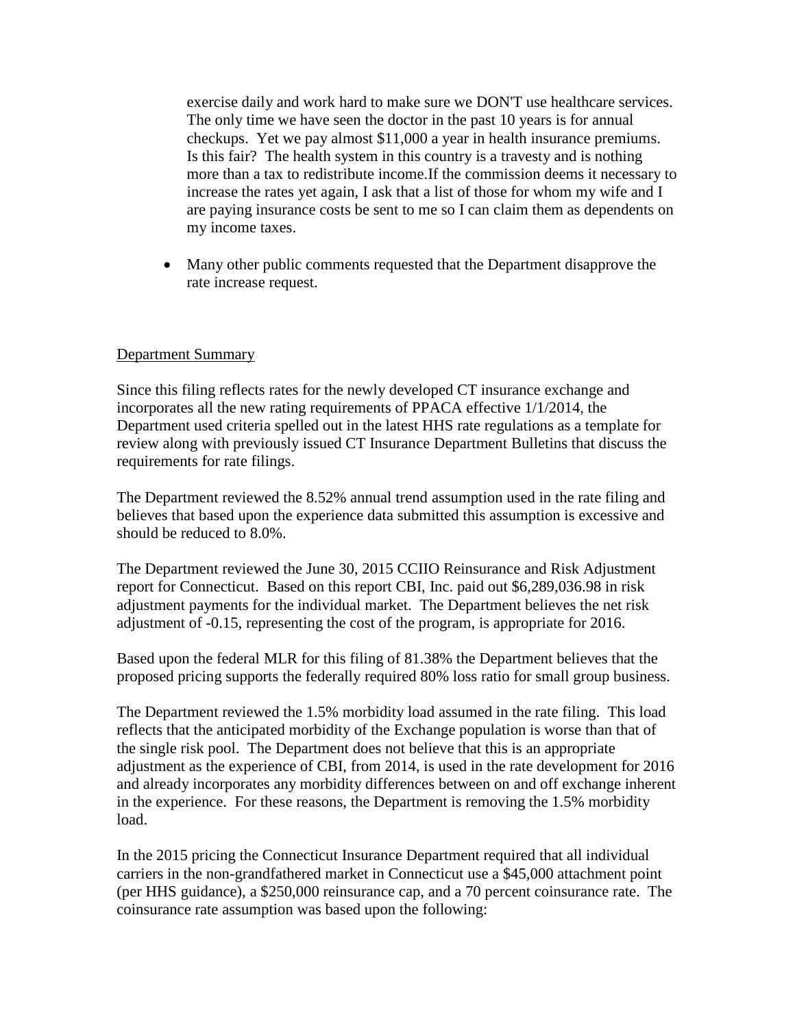exercise daily and work hard to make sure we DON'T use healthcare services. The only time we have seen the doctor in the past 10 years is for annual checkups. Yet we pay almost $11,000 a year in health insurance premiums. Is this fair? The health system in this country is a travesty and is nothing more than a tax to redistribute income.If the commission deems it necessary to increase the rates yet again, I ask that a list of those for whom my wife and I are paying insurance costs be sent to me so I can claim them as dependents on my income taxes.

- Many other public comments requested that the Department disapprove the rate increase request.

## Department Summary

Since this filing reflects rates for the newly developed CT insurance exchange and incorporates all the new rating requirements of PPACA effective 1/1/2014, the Department used criteria spelled out in the latest HHS rate regulations as a template for review along with previously issued CT Insurance Department Bulletins that discuss the requirements for rate filings.

The Department reviewed the 8.52% annual trend assumption used in the rate filing and believes that based upon the experience data submitted this assumption is excessive and should be reduced to 8.0%.

The Department reviewed the June 30, 2015 CCIIO Reinsurance and Risk Adjustment report for Connecticut. Based on this report CBI, Inc. paid out $6,289,036.98 in risk adjustment payments for the individual market. The Department believes the net risk adjustment of -0.15, representing the cost of the program, is appropriate for 2016.

Based upon the federal MLR for this filing of 81.38% the Department believes that the proposed pricing supports the federally required 80% loss ratio for small group business.

The Department reviewed the 1.5% morbidity load assumed in the rate filing. This load reflects that the anticipated morbidity of the Exchange population is worse than that of the single risk pool. The Department does not believe that this is an appropriate adjustment as the experience of CBI, from 2014, is used in the rate development for 2016 and already incorporates any morbidity differences between on and off exchange inherent in the experience. For these reasons, the Department is removing the 1.5% morbidity load.

In the 2015 pricing the Connecticut Insurance Department required that all individual carriers in the non-grandfathered market in Connecticut use a $45,000 attachment point (per HHS guidance), a $250,000 reinsurance cap, and a 70 percent coinsurance rate. The coinsurance rate assumption was based upon the following: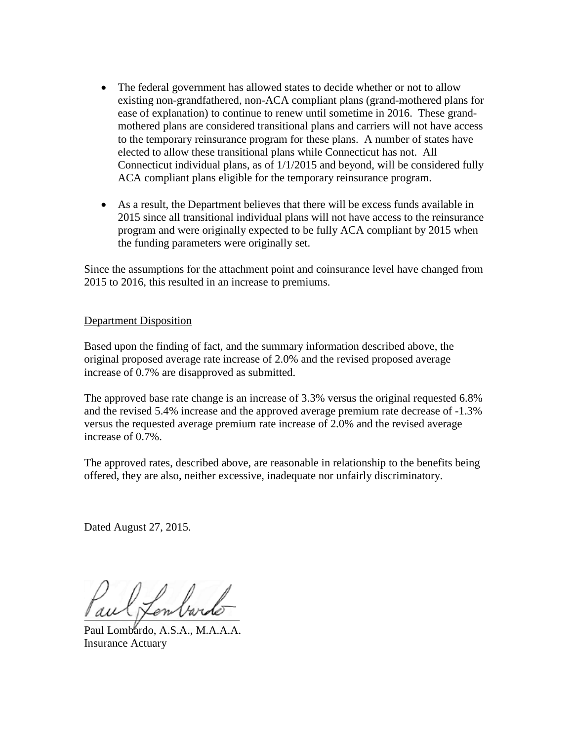- The federal government has allowed states to decide whether or not to allow existing non-grandfathered, non-ACA compliant plans (grand-mothered plans for ease of explanation) to continue to renew until sometime in 2016. These grand-mothered plans are considered transitional plans and carriers will not have access to the temporary reinsurance program for these plans. A number of states have elected to allow these transitional plans while Connecticut has not. All Connecticut individual plans, as of 1/1/2015 and beyond, will be considered fully ACA compliant plans eligible for the temporary reinsurance program.

- As a result, the Department believes that there will be excess funds available in 2015 since all transitional individual plans will not have access to the reinsurance program and were originally expected to be fully ACA compliant by 2015 when the funding parameters were originally set.

Since the assumptions for the attachment point and coinsurance level have changed from 2015 to 2016, this resulted in an increase to premiums.

Department Disposition

Based upon the finding of fact, and the summary information described above, the original proposed average rate increase of 2.0% and the revised proposed average increase of 0.7% are disapproved as submitted.

The approved base rate change is an increase of 3.3% versus the original requested 6.8% and the revised 5.4% increase and the approved average premium rate decrease of -1.3% versus the requested average premium rate increase of 2.0% and the revised average increase of 0.7%.

The approved rates, described above, are reasonable in relationship to the benefits being offered, they are also, neither excessive, inadequate nor unfairly discriminatory.

Dated August 27, 2015.

Paul Lombardo, A.S.A., M.A.A.A.
Insurance Actuary